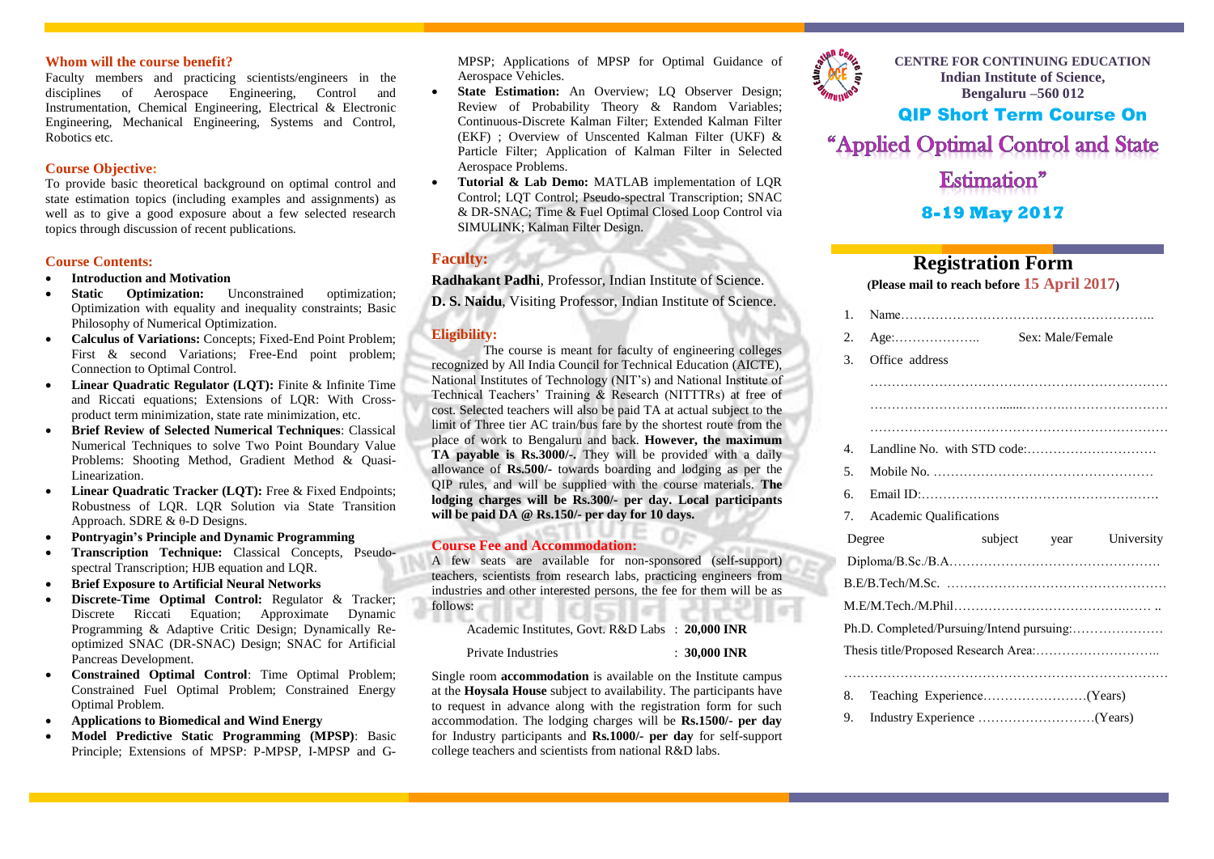### Whom will the course benefit?

Faculty members and practicing scientists/engineers in the disciplines of Aerospace Engineering, Control and Instrumentation, Chemical Engineering, Electrical & Electronic Engineering, Mechanical Engineering, Systems and Control, Robotics etc.

### Course Objective:

To provide basic theoretical background on optimal control and state estimation topics (including examples and assignments) as well as to give a good exposure about a few selected research topics through discussion of recent publications.

### Course Contents:

- **Introduction and Motivation**
- **Static Optimization:** Unconstrained optimization; Optimization with equality and inequality constraints; Basic Philosophy of Numerical Optimization.
- **Calculus of Variations:** Concepts; Fixed-End Point Problem; First & second Variations; Free-End point problem; Connection to Optimal Control.
- **Linear Quadratic Regulator (LQT):** Finite & Infinite Time and Riccati equations; Extensions of LQR: With Cross-product term minimization, state rate minimization, etc.
- **Brief Review of Selected Numerical Techniques**: Classical Numerical Techniques to solve Two Point Boundary Value Problems: Shooting Method, Gradient Method & Quasi-Linearization.
- **Linear Quadratic Tracker (LQT):** Free & Fixed Endpoints; Robustness of LQR. LQR Solution via State Transition Approach. SDRE & θ-D Designs.
- **Pontryagin's Principle and Dynamic Programming**
- **Transcription Technique:** Classical Concepts, Pseudo-spectral Transcription; HJB equation and LQR.
- **Brief Exposure to Artificial Neural Networks**
- **Discrete-Time Optimal Control:** Regulator & Tracker; Discrete Riccati Equation; Approximate Dynamic Programming & Adaptive Critic Design; Dynamically Re-optimized SNAC (DR-SNAC) Design; SNAC for Artificial Pancreas Development.
- **Constrained Optimal Control**: Time Optimal Problem; Constrained Fuel Optimal Problem; Constrained Energy Optimal Problem.
- **Applications to Biomedical and Wind Energy**
- **Model Predictive Static Programming (MPSP)**: Basic Principle; Extensions of MPSP: P-MPSP, I-MPSP and G-MPSP; Applications of MPSP for Optimal Guidance of Aerospace Vehicles.
- **State Estimation:** An Overview; LQ Observer Design; Review of Probability Theory & Random Variables; Continuous-Discrete Kalman Filter; Extended Kalman Filter (EKF) ; Overview of Unscented Kalman Filter (UKF) & Particle Filter; Application of Kalman Filter in Selected Aerospace Problems.
- **Tutorial & Lab Demo:** MATLAB implementation of LQR Control; LQT Control; Pseudo-spectral Transcription; SNAC & DR-SNAC; Time & Fuel Optimal Closed Loop Control via SIMULINK; Kalman Filter Design.

### Faculty:

**Radhakant Padhi**, Professor, Indian Institute of Science.

**D. S. Naidu**, Visiting Professor, Indian Institute of Science.

### Eligibility:

The course is meant for faculty of engineering colleges recognized by All India Council for Technical Education (AICTE), National Institutes of Technology (NIT's) and National Institute of Technical Teachers' Training & Research (NITTTRs) at free of cost. Selected teachers will also be paid TA at actual subject to the limit of Three tier AC train/bus fare by the shortest route from the place of work to Bengaluru and back. **However, the maximum TA payable is Rs.3000/-.** They will be provided with a daily allowance of **Rs.500/-** towards boarding and lodging as per the QIP rules, and will be supplied with the course materials. **The lodging charges will be Rs.300/- per day. Local participants will be paid DA @ Rs.150/- per day for 10 days.**

### Course Fee and Accommodation:

A few seats are available for non-sponsored (self-support) teachers, scientists from research labs, practicing engineers from industries and other interested persons, the fee for them will be as follows:

| | |
|---|---|
| Academic Institutes, Govt. R&D Labs | : **20,000 INR** |
| Private Industries | : **30,000 INR** |

Single room **accommodation** is available on the Institute campus at the **Hoysala House** subject to availability. The participants have to request in advance along with the registration form for such accommodation. The lodging charges will be **Rs.1500/- per day** for Industry participants and **Rs.1000/- per day** for self-support college teachers and scientists from national R&D labs.

**CENTRE FOR CONTINUING EDUCATION**
**Indian Institute of Science,**
**Bengaluru –560 012**

## QIP Short Term Course On

# "Applied Optimal Control and State Estimation"

## 8-19 May 2017

## Registration Form

**(Please mail to reach before 15 April 2017)**

1. Name……………………………………………………..
2. Age:……………….. Sex: Male/Female
3. Office address ………………………………………………………………………………………………………………………………………………………………………………………
4. Landline No. with STD code:…………………………
5. Mobile No. ……………………………………………
6. Email ID:……………………………………………….
7. Academic Qualifications

Degree subject year University

Diploma/B.Sc./B.A………………………………………….

B.E/B.Tech/M.Sc. ……………………………………………

M.E/M.Tech./M.Phil…………………………………..…… ..

Ph.D. Completed/Pursuing/Intend pursuing:…………………

Thesis title/Proposed Research Area:………………………..

………………………………………………………………

8. Teaching Experience……………………(Years)
9. Industry Experience ………………………(Years)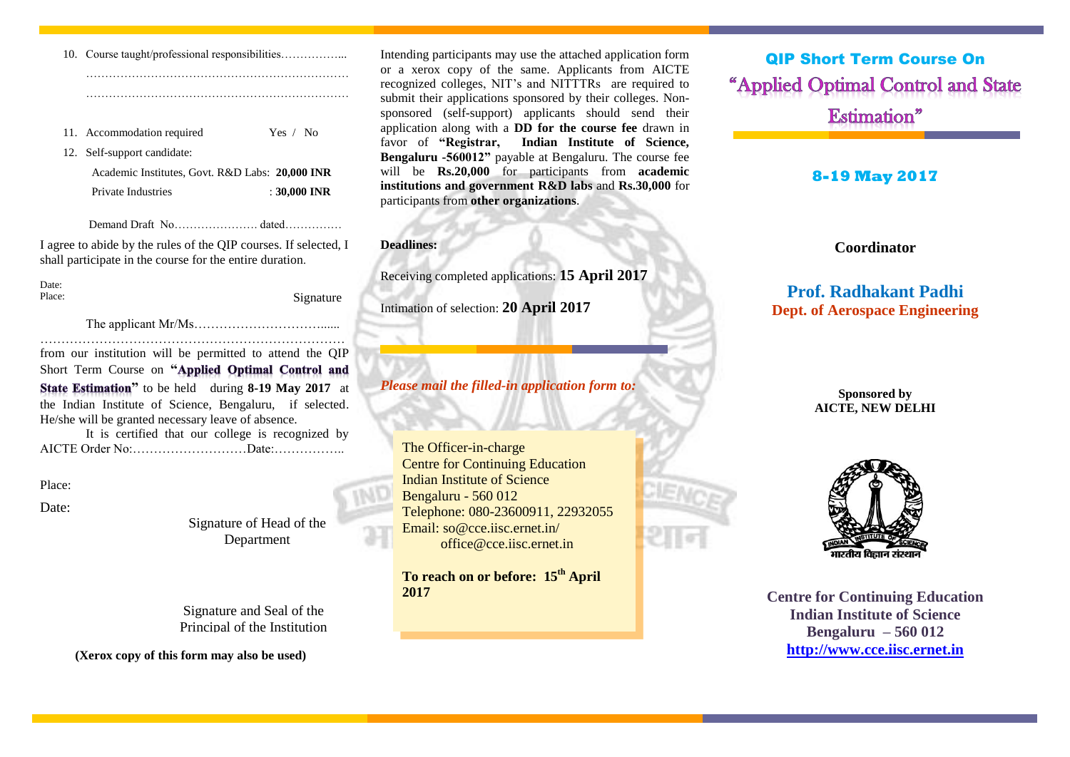10. Course taught/professional responsibilities……………...
    ……………………………………………………………
    ……………………………………………………………

11. Accommodation required Yes / No
12. Self-support candidate:

    Academic Institutes, Govt. R&D Labs: **20,000 INR**

    Private Industries : **30,000 INR**

    Demand Draft No…………………. dated……………

I agree to abide by the rules of the QIP courses. If selected, I shall participate in the course for the entire duration.

Date:
Place:

Signature

The applicant Mr/Ms…………………………......
……………………………………………………………
from our institution will be permitted to attend the QIP Short Term Course on "**Applied Optimal Control and State Estimation**" to be held during **8-19 May 2017** at the Indian Institute of Science, Bengaluru, if selected. He/she will be granted necessary leave of absence.

It is certified that our college is recognized by AICTE Order No:………………………Date:……………..

Place:

Date:

Signature of Head of the Department

Signature and Seal of the Principal of the Institution

**(Xerox copy of this form may also be used)**

Intending participants may use the attached application form or a xerox copy of the same. Applicants from AICTE recognized colleges, NIT's and NITTTRs are required to submit their applications sponsored by their colleges. Non-sponsored (self-support) applicants should send their application along with a **DD for the course fee** drawn in favor of **"Registrar, Indian Institute of Science, Bengaluru -560012"** payable at Bengaluru. The course fee will be **Rs.20,000** for participants from **academic institutions and government R&D labs** and **Rs.30,000** for participants from **other organizations**.

**Deadlines:**

Receiving completed applications: **15 April 2017**

Intimation of selection: **20 April 2017**

***Please mail the filled-in application form to:***

The Officer-in-charge
Centre for Continuing Education
Indian Institute of Science
Bengaluru - 560 012
Telephone: 080-23600911, 22932055
Email: so@cce.iisc.ernet.in/
office@cce.iisc.ernet.in

**To reach on or before: 15th April 2017**

# QIP Short Term Course On "Applied Optimal Control and State Estimation"

## 8-19 May 2017

**Coordinator**

**Prof. Radhakant Padhi**
**Dept. of Aerospace Engineering**

**Sponsored by**
**AICTE, NEW DELHI**

**Centre for Continuing Education**
**Indian Institute of Science**
**Bengaluru – 560 012**
**http://www.cce.iisc.ernet.in**